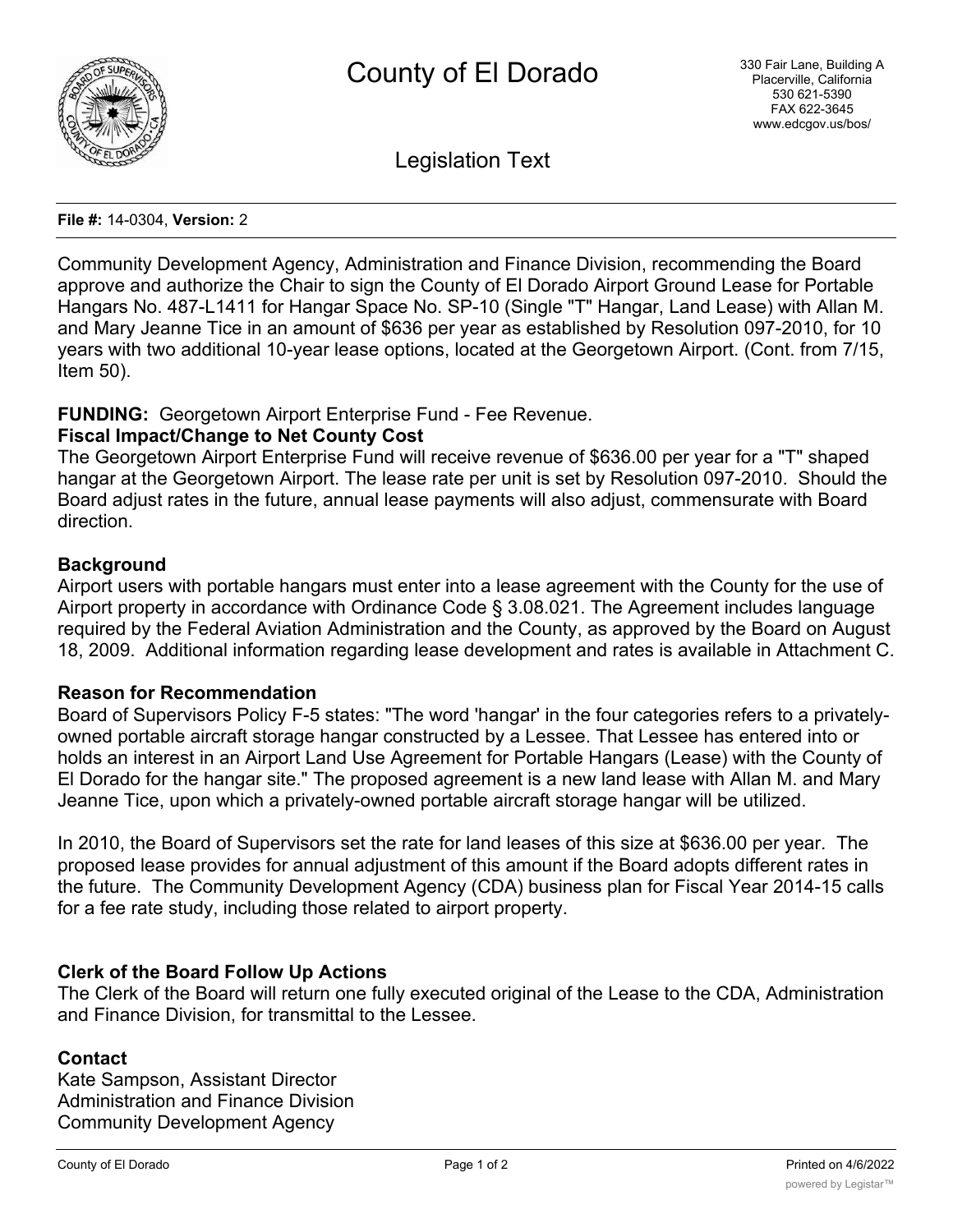# County of El Dorado

330 Fair Lane, Building A
Placerville, California
530 621-5390
FAX 622-3645
www.edcgov.us/bos/

## Legislation Text

**File #:** 14-0304, **Version:** 2

Community Development Agency, Administration and Finance Division, recommending the Board approve and authorize the Chair to sign the County of El Dorado Airport Ground Lease for Portable Hangars No. 487-L1411 for Hangar Space No. SP-10 (Single "T" Hangar, Land Lease) with Allan M. and Mary Jeanne Tice in an amount of $636 per year as established by Resolution 097-2010, for 10 years with two additional 10-year lease options, located at the Georgetown Airport. (Cont. from 7/15, Item 50).

**FUNDING:** Georgetown Airport Enterprise Fund - Fee Revenue.

**Fiscal Impact/Change to Net County Cost**

The Georgetown Airport Enterprise Fund will receive revenue of $636.00 per year for a "T" shaped hangar at the Georgetown Airport. The lease rate per unit is set by Resolution 097-2010. Should the Board adjust rates in the future, annual lease payments will also adjust, commensurate with Board direction.

**Background**

Airport users with portable hangars must enter into a lease agreement with the County for the use of Airport property in accordance with Ordinance Code § 3.08.021. The Agreement includes language required by the Federal Aviation Administration and the County, as approved by the Board on August 18, 2009. Additional information regarding lease development and rates is available in Attachment C.

**Reason for Recommendation**

Board of Supervisors Policy F-5 states: "The word 'hangar' in the four categories refers to a privately-owned portable aircraft storage hangar constructed by a Lessee. That Lessee has entered into or holds an interest in an Airport Land Use Agreement for Portable Hangars (Lease) with the County of El Dorado for the hangar site." The proposed agreement is a new land lease with Allan M. and Mary Jeanne Tice, upon which a privately-owned portable aircraft storage hangar will be utilized.

In 2010, the Board of Supervisors set the rate for land leases of this size at $636.00 per year. The proposed lease provides for annual adjustment of this amount if the Board adopts different rates in the future. The Community Development Agency (CDA) business plan for Fiscal Year 2014-15 calls for a fee rate study, including those related to airport property.

**Clerk of the Board Follow Up Actions**

The Clerk of the Board will return one fully executed original of the Lease to the CDA, Administration and Finance Division, for transmittal to the Lessee.

**Contact**

Kate Sampson, Assistant Director
Administration and Finance Division
Community Development Agency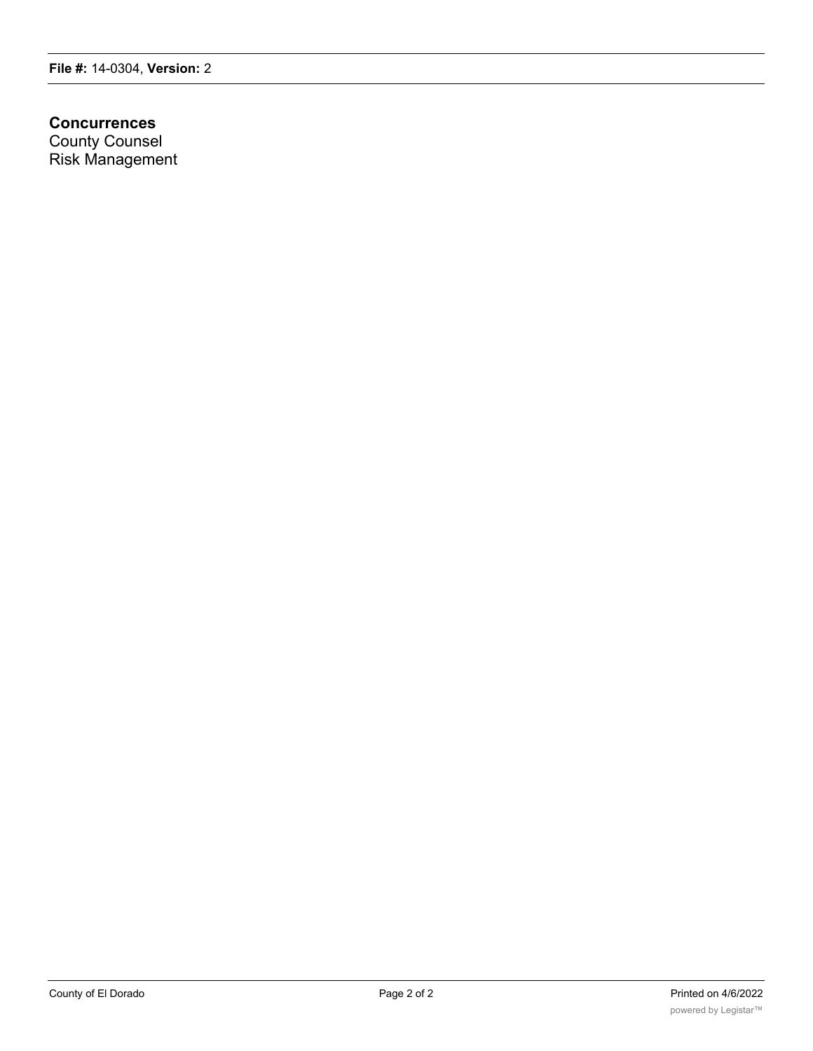**Concurrences**

County Counsel

Risk Management